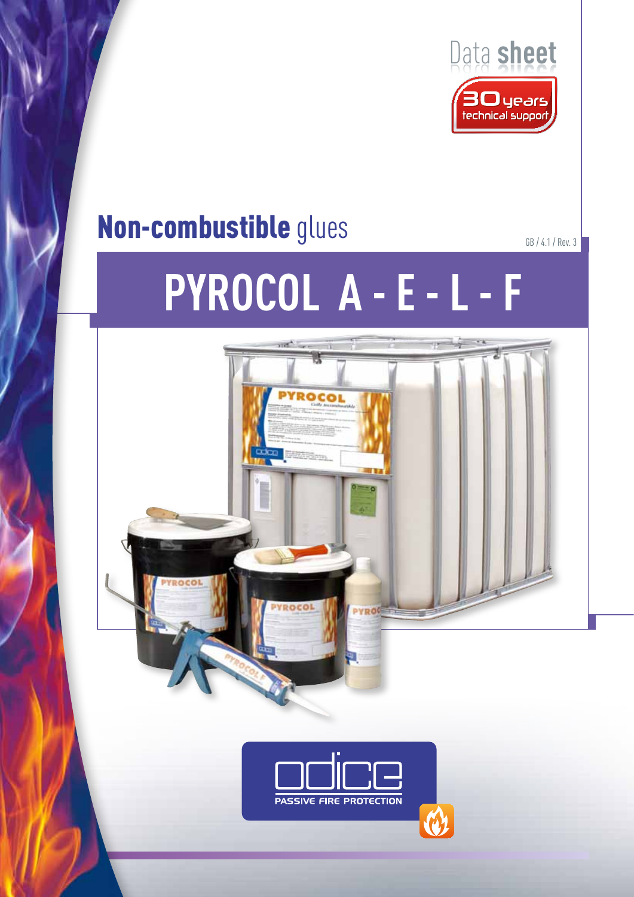Data **sheet**

**30** years technical support

# **Non-combustible** glues

GB / 4.1 / Rev. 3

# PYROCOL A - E - L - F

odice

PASSIVE FIRE PROTECTION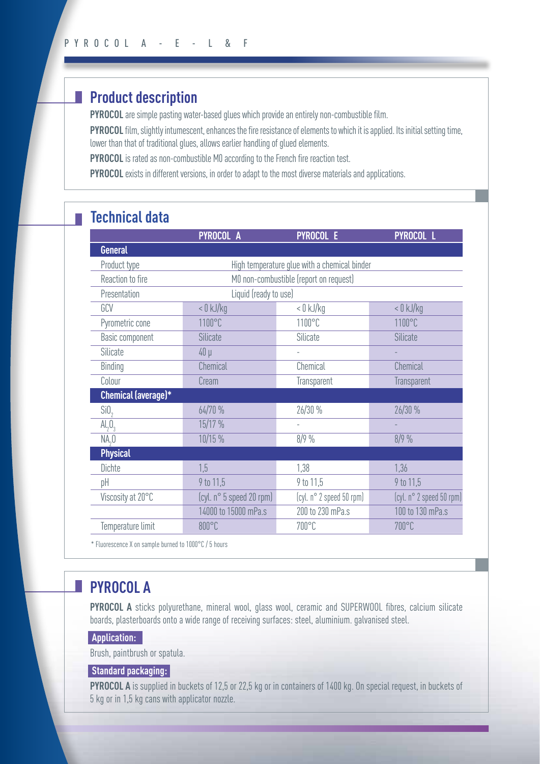## Product description

**PYROCOL** are simple pasting water-based glues which provide an entirely non-combustible film.

**PYROCOL** film, slightly intumescent, enhances the fire resistance of elements to which it is applied. Its initial setting time, lower than that of traditional glues, allows earlier handling of glued elements.

**PYROCOL** is rated as non-combustible M0 according to the French fire reaction test.

**PYROCOL** exists in different versions, in order to adapt to the most diverse materials and applications.

## Technical data

| | PYROCOL A | PYROCOL E | PYROCOL L |
|---|---|---|---|
| **General** | | | |
| Product type | High temperature glue with a chemical binder | | |
| Reaction to fire | M0 non-combustible (report on request) | | |
| Presentation | Liquid (ready to use) | | |
| GCV | < 0 kJ/kg | < 0 kJ/kg | < 0 kJ/kg |
| Pyrometric cone | 1100°C | 1100°C | 1100°C |
| Basic component | Silicate | Silicate | Silicate |
| Silicate | 40 µ | - | - |
| Binding | Chemical | Chemical | Chemical |
| Colour | Cream | Transparent | Transparent |
| **Chemical (average)*** | | | |
| $SiO_2$ | 64/70 % | 26/30 % | 26/30 % |
| $AL_2O_3$ | 15/17 % | - | - |
| $NA_2O$ | 10/15 % | 8/9 % | 8/9 % |
| **Physical** | | | |
| Dichte | 1,5 | 1,38 | 1,36 |
| pH | 9 to 11,5 | 9 to 11,5 | 9 to 11,5 |
| Viscosity at 20°C | (cyl. n° 5 speed 20 rpm) | (cyl. n° 2 speed 50 rpm) | (cyl. n° 2 speed 50 rpm) |
| | 14000 to 15000 mPa.s | 200 to 230 mPa.s | 100 to 130 mPa.s |
| Temperature limit | 800°C | 700°C | 700°C |

* Fluorescence X on sample burned to 1000°C / 5 hours

## PYROCOL A

**PYROCOL A** sticks polyurethane, mineral wool, glass wool, ceramic and SUPERWOOL fibres, calcium silicate boards, plasterboards onto a wide range of receiving surfaces: steel, aluminium. galvanised steel.

**Application:**

Brush, paintbrush or spatula.

**Standard packaging:**

**PYROCOL A** is supplied in buckets of 12,5 or 22,5 kg or in containers of 1400 kg. On special request, in buckets of 5 kg or in 1,5 kg cans with applicator nozzle.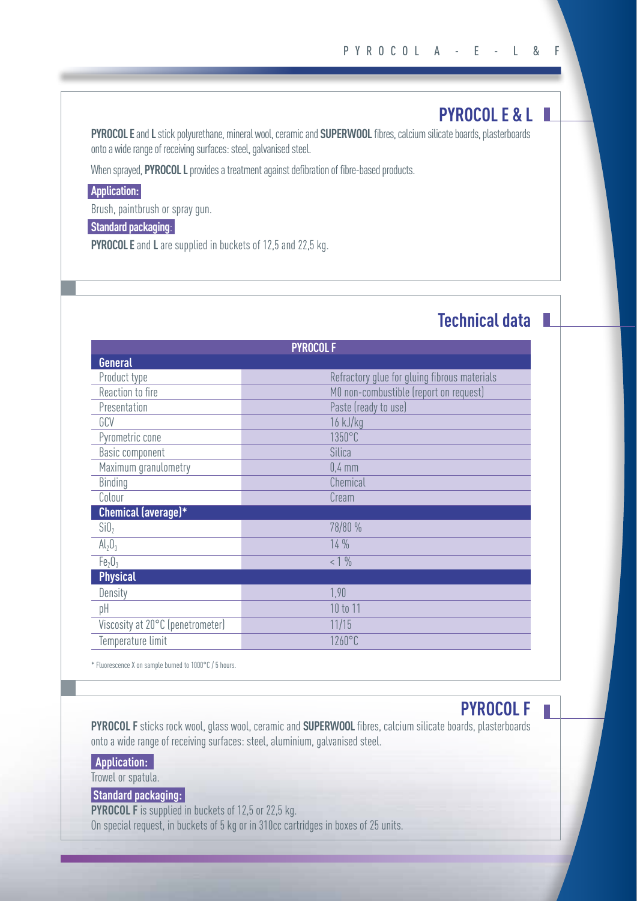## PYROCOL E & L

**PYROCOL E** and **L** stick polyurethane, mineral wool, ceramic and **SUPERWOOL** fibres, calcium silicate boards, plasterboards onto a wide range of receiving surfaces: steel, galvanised steel.

When sprayed, **PYROCOL L** provides a treatment against defibration of fibre-based products.

**Application:**

Brush, paintbrush or spray gun.

**Standard packaging:**

**PYROCOL E** and **L** are supplied in buckets of 12,5 and 22,5 kg.

## Technical data

| | PYROCOL F |
|---|---|
| **General** | |
| Product type | Refractory glue for gluing fibrous materials |
| Reaction to fire | M0 non-combustible (report on request) |
| Presentation | Paste (ready to use) |
| GCV | 16 kJ/kg |
| Pyrometric cone | 1350°C |
| Basic component | Silica |
| Maximum granulometry | 0,4 mm |
| Binding | Chemical |
| Colour | Cream |
| **Chemical (average)*** | |
| $SiO_2$ | 78/80 % |
| $Al_2O_3$ | 14 % |
| $Fe_2O_3$ | < 1 % |
| **Physical** | |
| Density | 1,90 |
| pH | 10 to 11 |
| Viscosity at 20°C (penetrometer) | 11/15 |
| Temperature limit | 1260°C |

* Fluorescence X on sample burned to 1000°C / 5 hours.

## PYROCOL F

**PYROCOL F** sticks rock wool, glass wool, ceramic and **SUPERWOOL** fibres, calcium silicate boards, plasterboards onto a wide range of receiving surfaces: steel, aluminium, galvanised steel.

**Application:**

Trowel or spatula.

**Standard packaging:**

**PYROCOL F** is supplied in buckets of 12,5 or 22,5 kg.
On special request, in buckets of 5 kg or in 310cc cartridges in boxes of 25 units.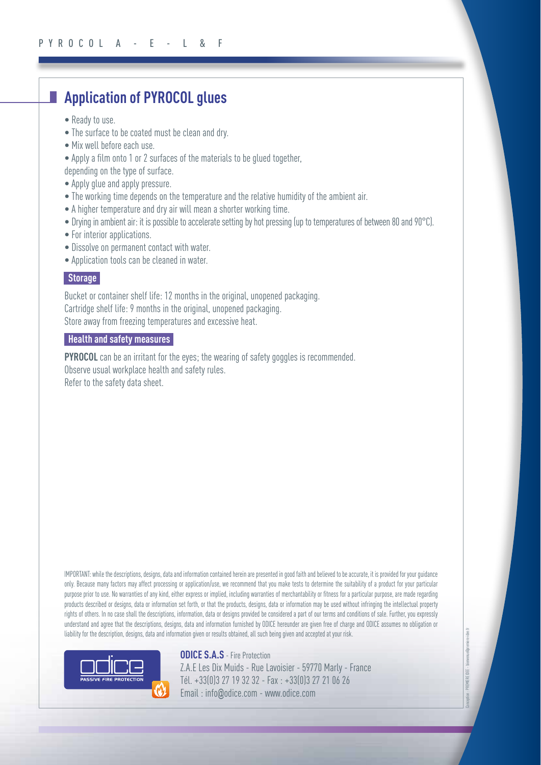## Application of PYROCOL glues

- Ready to use.
- The surface to be coated must be clean and dry.
- Mix well before each use.
- Apply a film onto 1 or 2 surfaces of the materials to be glued together, depending on the type of surface.
- Apply glue and apply pressure.
- The working time depends on the temperature and the relative humidity of the ambient air.
- A higher temperature and dry air will mean a shorter working time.
- Drying in ambient air: it is possible to accelerate setting by hot pressing (up to temperatures of between 80 and 90°C).
- For interior applications.
- Dissolve on permanent contact with water.
- Application tools can be cleaned in water.

### Storage

Bucket or container shelf life: 12 months in the original, unopened packaging.
Cartridge shelf life: 9 months in the original, unopened packaging.
Store away from freezing temperatures and excessive heat.

### Health and safety measures

**PYROCOL** can be an irritant for the eyes; the wearing of safety goggles is recommended.
Observe usual workplace health and safety rules.
Refer to the safety data sheet.

IMPORTANT: while the descriptions, designs, data and information contained herein are presented in good faith and believed to be accurate, it is provided for your guidance only. Because many factors may affect processing or application/use, we recommend that you make tests to determine the suitability of a product for your particular purpose prior to use. No warranties of any kind, either express or implied, including warranties of merchantability or fitness for a particular purpose, are made regarding products described or designs, data or information set forth, or that the products, designs, data or information may be used without infringing the intellectual property rights of others. In no case shall the descriptions, information, data or designs provided be considered a part of our terms and conditions of sale. Further, you expressly understand and agree that the descriptions, designs, data and information furnished by ODICE hereunder are given free of charge and ODICE assumes no obligation or liability for the description, designs, data and information given or results obtained, all such being given and accepted at your risk.

odice
PASSIVE FIRE PROTECTION

**ODICE S.A.S** - Fire Protection
Z.A.E Les Dix Muids - Rue Lavoisier - 59770 Marly - France
Tél. +33(0)3 27 19 32 32 - Fax : +33(0)3 27 21 06 26
Email : info@odice.com - www.odice.com